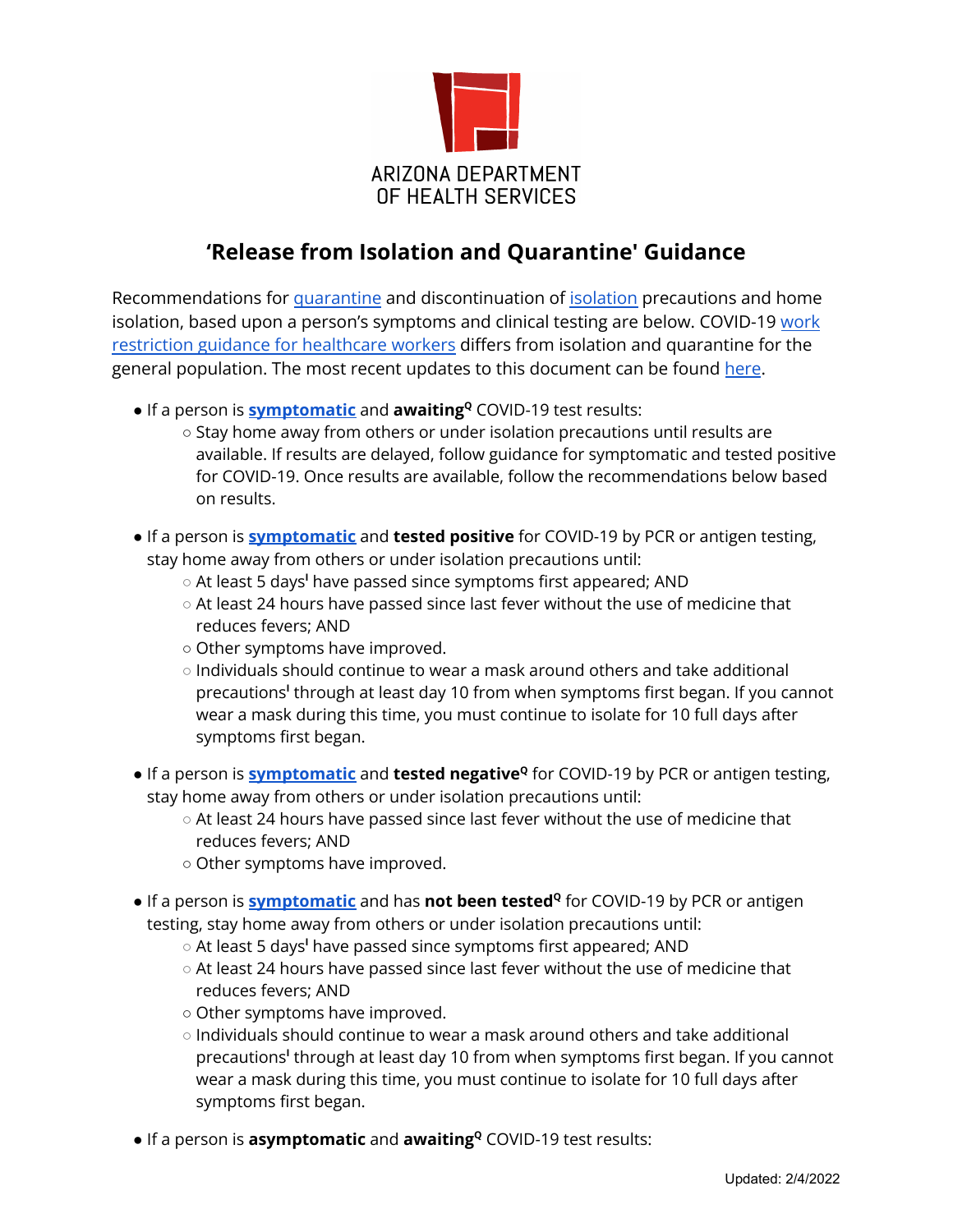ARIZONA DEPARTMENT OF HEALTH SERVICES

# 'Release from Isolation and Quarantine' Guidance

Recommendations for quarantine and discontinuation of isolation precautions and home isolation, based upon a person's symptoms and clinical testing are below. COVID-19 work restriction guidance for healthcare workers differs from isolation and quarantine for the general population. The most recent updates to this document can be found here.

- If a person is **symptomatic** and **awaiting**[Q] COVID-19 test results:
  - Stay home away from others or under isolation precautions until results are available. If results are delayed, follow guidance for symptomatic and tested positive for COVID-19. Once results are available, follow the recommendations below based on results.

- If a person is **symptomatic** and **tested positive** for COVID-19 by PCR or antigen testing, stay home away from others or under isolation precautions until:
  - At least 5 days[I] have passed since symptoms first appeared; AND
  - At least 24 hours have passed since last fever without the use of medicine that reduces fevers; AND
  - Other symptoms have improved.
  - Individuals should continue to wear a mask around others and take additional precautions[I] through at least day 10 from when symptoms first began. If you cannot wear a mask during this time, you must continue to isolate for 10 full days after symptoms first began.

- If a person is **symptomatic** and **tested negative**[Q] for COVID-19 by PCR or antigen testing, stay home away from others or under isolation precautions until:
  - At least 24 hours have passed since last fever without the use of medicine that reduces fevers; AND
  - Other symptoms have improved.

- If a person is **symptomatic** and has **not been tested**[Q] for COVID-19 by PCR or antigen testing, stay home away from others or under isolation precautions until:
  - At least 5 days[I] have passed since symptoms first appeared; AND
  - At least 24 hours have passed since last fever without the use of medicine that reduces fevers; AND
  - Other symptoms have improved.
  - Individuals should continue to wear a mask around others and take additional precautions[I] through at least day 10 from when symptoms first began. If you cannot wear a mask during this time, you must continue to isolate for 10 full days after symptoms first began.

- If a person is **asymptomatic** and **awaiting**[Q] COVID-19 test results:

Updated: 2/4/2022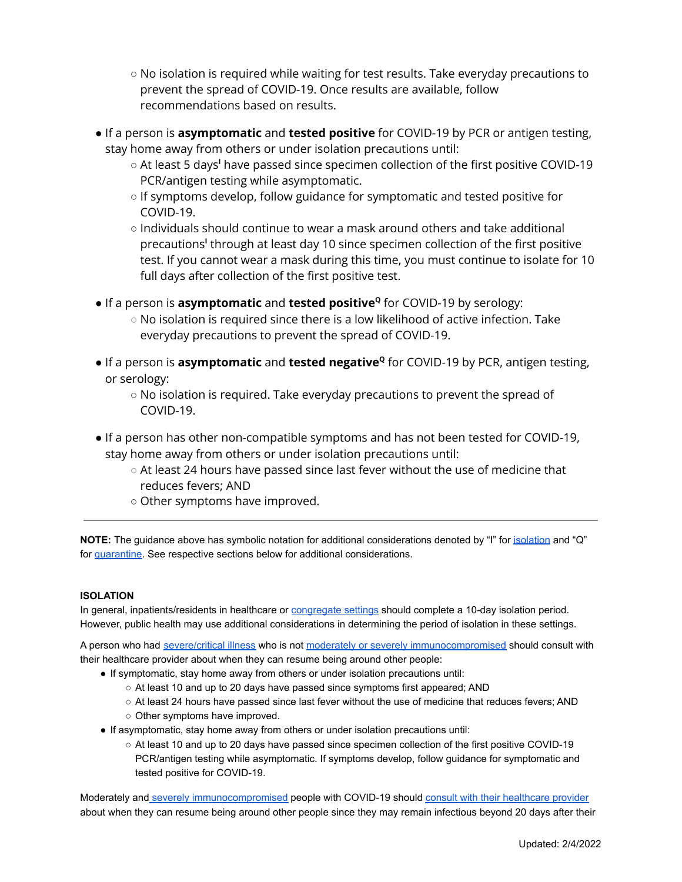- No isolation is required while waiting for test results. Take everyday precautions to prevent the spread of COVID-19. Once results are available, follow recommendations based on results.

- If a person is **asymptomatic** and **tested positive** for COVID-19 by PCR or antigen testing, stay home away from others or under isolation precautions until:
    - At least 5 days[I] have passed since specimen collection of the first positive COVID-19 PCR/antigen testing while asymptomatic.
    - If symptoms develop, follow guidance for symptomatic and tested positive for COVID-19.
    - Individuals should continue to wear a mask around others and take additional precautions[I] through at least day 10 since specimen collection of the first positive test. If you cannot wear a mask during this time, you must continue to isolate for 10 full days after collection of the first positive test.

- If a person is **asymptomatic** and **tested positive[Q]** for COVID-19 by serology:
    - No isolation is required since there is a low likelihood of active infection. Take everyday precautions to prevent the spread of COVID-19.

- If a person is **asymptomatic** and **tested negative[Q]** for COVID-19 by PCR, antigen testing, or serology:
    - No isolation is required. Take everyday precautions to prevent the spread of COVID-19.

- If a person has other non-compatible symptoms and has not been tested for COVID-19, stay home away from others or under isolation precautions until:
    - At least 24 hours have passed since last fever without the use of medicine that reduces fevers; AND
    - Other symptoms have improved.

---

**NOTE:** The guidance above has symbolic notation for additional considerations denoted by "I" for isolation and "Q" for quarantine. See respective sections below for additional considerations.

**ISOLATION**

In general, inpatients/residents in healthcare or congregate settings should complete a 10-day isolation period. However, public health may use additional considerations in determining the period of isolation in these settings.

A person who had severe/critical illness who is not moderately or severely immunocompromised should consult with their healthcare provider about when they can resume being around other people:

- If symptomatic, stay home away from others or under isolation precautions until:
    - At least 10 and up to 20 days have passed since symptoms first appeared; AND
    - At least 24 hours have passed since last fever without the use of medicine that reduces fevers; AND
    - Other symptoms have improved.
- If asymptomatic, stay home away from others or under isolation precautions until:
    - At least 10 and up to 20 days have passed since specimen collection of the first positive COVID-19 PCR/antigen testing while asymptomatic. If symptoms develop, follow guidance for symptomatic and tested positive for COVID-19.

Moderately and severely immunocompromised people with COVID-19 should consult with their healthcare provider about when they can resume being around other people since they may remain infectious beyond 20 days after their

Updated: 2/4/2022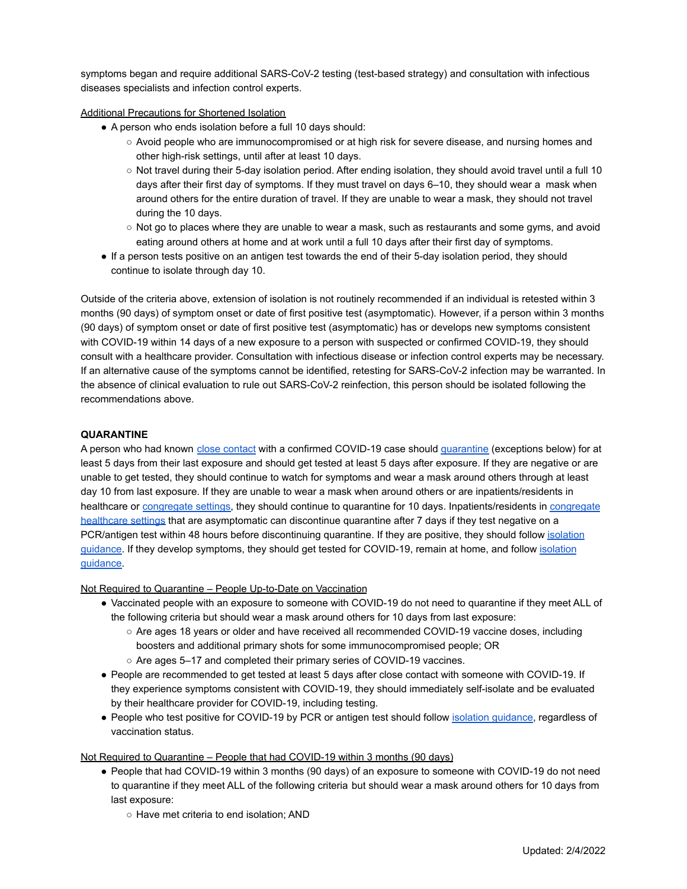symptoms began and require additional SARS-CoV-2 testing (test-based strategy) and consultation with infectious diseases specialists and infection control experts.

Additional Precautions for Shortened Isolation

- A person who ends isolation before a full 10 days should:
  - Avoid people who are immunocompromised or at high risk for severe disease, and nursing homes and other high-risk settings, until after at least 10 days.
  - Not travel during their 5-day isolation period. After ending isolation, they should avoid travel until a full 10 days after their first day of symptoms. If they must travel on days 6–10, they should wear a mask when around others for the entire duration of travel. If they are unable to wear a mask, they should not travel during the 10 days.
  - Not go to places where they are unable to wear a mask, such as restaurants and some gyms, and avoid eating around others at home and at work until a full 10 days after their first day of symptoms.
- If a person tests positive on an antigen test towards the end of their 5-day isolation period, they should continue to isolate through day 10.

Outside of the criteria above, extension of isolation is not routinely recommended if an individual is retested within 3 months (90 days) of symptom onset or date of first positive test (asymptomatic). However, if a person within 3 months (90 days) of symptom onset or date of first positive test (asymptomatic) has or develops new symptoms consistent with COVID-19 within 14 days of a new exposure to a person with suspected or confirmed COVID-19, they should consult with a healthcare provider. Consultation with infectious disease or infection control experts may be necessary. If an alternative cause of the symptoms cannot be identified, retesting for SARS-CoV-2 infection may be warranted. In the absence of clinical evaluation to rule out SARS-CoV-2 reinfection, this person should be isolated following the recommendations above.

**QUARANTINE**

A person who had known close contact with a confirmed COVID-19 case should quarantine (exceptions below) for at least 5 days from their last exposure and should get tested at least 5 days after exposure. If they are negative or are unable to get tested, they should continue to watch for symptoms and wear a mask around others through at least day 10 from last exposure. If they are unable to wear a mask when around others or are inpatients/residents in healthcare or congregate settings, they should continue to quarantine for 10 days. Inpatients/residents in congregate healthcare settings that are asymptomatic can discontinue quarantine after 7 days if they test negative on a PCR/antigen test within 48 hours before discontinuing quarantine. If they are positive, they should follow isolation guidance. If they develop symptoms, they should get tested for COVID-19, remain at home, and follow isolation guidance.

Not Required to Quarantine – People Up-to-Date on Vaccination

- Vaccinated people with an exposure to someone with COVID-19 do not need to quarantine if they meet ALL of the following criteria but should wear a mask around others for 10 days from last exposure:
  - Are ages 18 years or older and have received all recommended COVID-19 vaccine doses, including boosters and additional primary shots for some immunocompromised people; OR
  - Are ages 5–17 and completed their primary series of COVID-19 vaccines.
- People are recommended to get tested at least 5 days after close contact with someone with COVID-19. If they experience symptoms consistent with COVID-19, they should immediately self-isolate and be evaluated by their healthcare provider for COVID-19, including testing.
- People who test positive for COVID-19 by PCR or antigen test should follow isolation guidance, regardless of vaccination status.

Not Required to Quarantine – People that had COVID-19 within 3 months (90 days)

- People that had COVID-19 within 3 months (90 days) of an exposure to someone with COVID-19 do not need to quarantine if they meet ALL of the following criteria but should wear a mask around others for 10 days from last exposure:
  - Have met criteria to end isolation; AND

Updated: 2/4/2022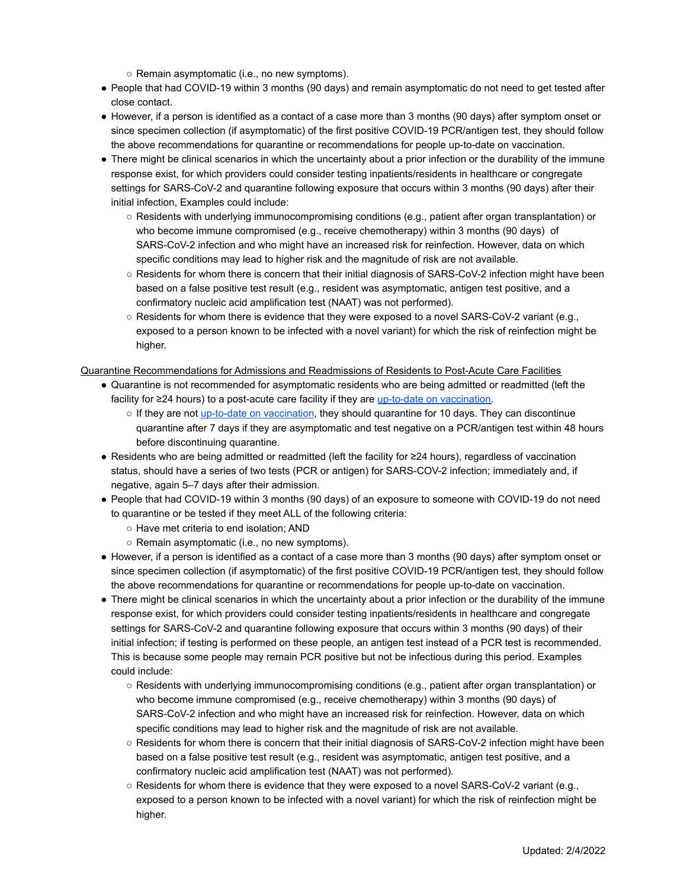- Remain asymptomatic (i.e., no new symptoms).
- People that had COVID-19 within 3 months (90 days) and remain asymptomatic do not need to get tested after close contact.
- However, if a person is identified as a contact of a case more than 3 months (90 days) after symptom onset or since specimen collection (if asymptomatic) of the first positive COVID-19 PCR/antigen test, they should follow the above recommendations for quarantine or recommendations for people up-to-date on vaccination.
- There might be clinical scenarios in which the uncertainty about a prior infection or the durability of the immune response exist, for which providers could consider testing inpatients/residents in healthcare or congregate settings for SARS-CoV-2 and quarantine following exposure that occurs within 3 months (90 days) after their initial infection, Examples could include:
    - Residents with underlying immunocompromising conditions (e.g., patient after organ transplantation) or who become immune compromised (e.g., receive chemotherapy) within 3 months (90 days) of SARS-CoV-2 infection and who might have an increased risk for reinfection. However, data on which specific conditions may lead to higher risk and the magnitude of risk are not available.
    - Residents for whom there is concern that their initial diagnosis of SARS-CoV-2 infection might have been based on a false positive test result (e.g., resident was asymptomatic, antigen test positive, and a confirmatory nucleic acid amplification test (NAAT) was not performed).
    - Residents for whom there is evidence that they were exposed to a novel SARS-CoV-2 variant (e.g., exposed to a person known to be infected with a novel variant) for which the risk of reinfection might be higher.

<u>Quarantine Recommendations for Admissions and Readmissions of Residents to Post-Acute Care Facilities</u>

- Quarantine is not recommended for asymptomatic residents who are being admitted or readmitted (left the facility for ≥24 hours) to a post-acute care facility if they are up-to-date on vaccination.
    - If they are not up-to-date on vaccination, they should quarantine for 10 days. They can discontinue quarantine after 7 days if they are asymptomatic and test negative on a PCR/antigen test within 48 hours before discontinuing quarantine.
- Residents who are being admitted or readmitted (left the facility for ≥24 hours), regardless of vaccination status, should have a series of two tests (PCR or antigen) for SARS-COV-2 infection; immediately and, if negative, again 5–7 days after their admission.
- People that had COVID-19 within 3 months (90 days) of an exposure to someone with COVID-19 do not need to quarantine or be tested if they meet ALL of the following criteria:
    - Have met criteria to end isolation; AND
    - Remain asymptomatic (i.e., no new symptoms).
- However, if a person is identified as a contact of a case more than 3 months (90 days) after symptom onset or since specimen collection (if asymptomatic) of the first positive COVID-19 PCR/antigen test, they should follow the above recommendations for quarantine or recommendations for people up-to-date on vaccination.
- There might be clinical scenarios in which the uncertainty about a prior infection or the durability of the immune response exist, for which providers could consider testing inpatients/residents in healthcare and congregate settings for SARS-CoV-2 and quarantine following exposure that occurs within 3 months (90 days) of their initial infection; if testing is performed on these people, an antigen test instead of a PCR test is recommended. This is because some people may remain PCR positive but not be infectious during this period. Examples could include:
    - Residents with underlying immunocompromising conditions (e.g., patient after organ transplantation) or who become immune compromised (e.g., receive chemotherapy) within 3 months (90 days) of SARS-CoV-2 infection and who might have an increased risk for reinfection. However, data on which specific conditions may lead to higher risk and the magnitude of risk are not available.
    - Residents for whom there is concern that their initial diagnosis of SARS-CoV-2 infection might have been based on a false positive test result (e.g., resident was asymptomatic, antigen test positive, and a confirmatory nucleic acid amplification test (NAAT) was not performed).
    - Residents for whom there is evidence that they were exposed to a novel SARS-CoV-2 variant (e.g., exposed to a person known to be infected with a novel variant) for which the risk of reinfection might be higher.

Updated: 2/4/2022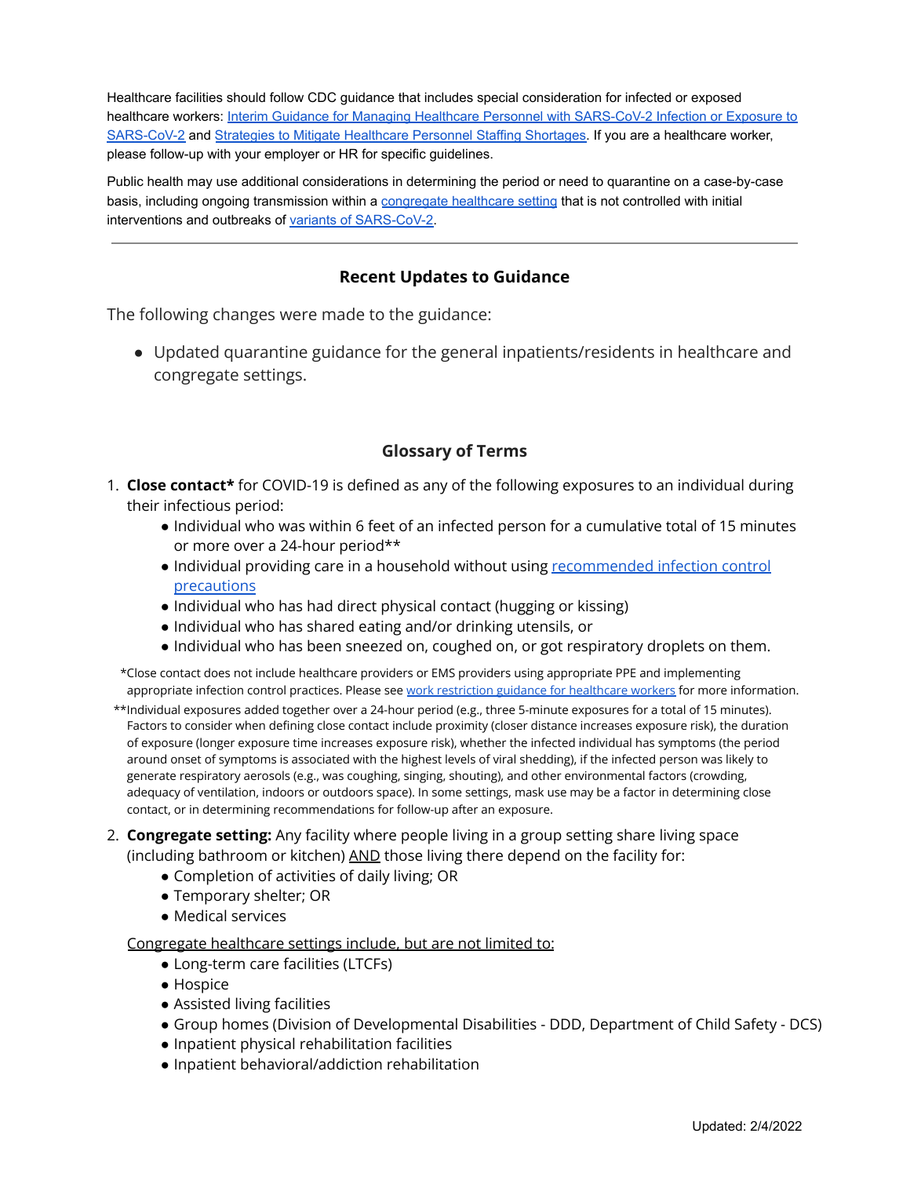Healthcare facilities should follow CDC guidance that includes special consideration for infected or exposed healthcare workers: [Interim Guidance for Managing Healthcare Personnel with SARS-CoV-2 Infection or Exposure to SARS-CoV-2] and [Strategies to Mitigate Healthcare Personnel Staffing Shortages]. If you are a healthcare worker, please follow-up with your employer or HR for specific guidelines.

Public health may use additional considerations in determining the period or need to quarantine on a case-by-case basis, including ongoing transmission within a [congregate healthcare setting] that is not controlled with initial interventions and outbreaks of [variants of SARS-CoV-2].

---

## Recent Updates to Guidance

The following changes were made to the guidance:

- Updated quarantine guidance for the general inpatients/residents in healthcare and congregate settings.

## Glossary of Terms

1. **Close contact*** for COVID-19 is defined as any of the following exposures to an individual during their infectious period:
   - Individual who was within 6 feet of an infected person for a cumulative total of 15 minutes or more over a 24-hour period**
   - Individual providing care in a household without using [recommended infection control precautions]
   - Individual who has had direct physical contact (hugging or kissing)
   - Individual who has shared eating and/or drinking utensils, or
   - Individual who has been sneezed on, coughed on, or got respiratory droplets on them.

   *Close contact does not include healthcare providers or EMS providers using appropriate PPE and implementing appropriate infection control practices. Please see [work restriction guidance for healthcare workers] for more information.

   **Individual exposures added together over a 24-hour period (e.g., three 5-minute exposures for a total of 15 minutes). Factors to consider when defining close contact include proximity (closer distance increases exposure risk), the duration of exposure (longer exposure time increases exposure risk), whether the infected individual has symptoms (the period around onset of symptoms is associated with the highest levels of viral shedding), if the infected person was likely to generate respiratory aerosols (e.g., was coughing, singing, shouting), and other environmental factors (crowding, adequacy of ventilation, indoors or outdoors space). In some settings, mask use may be a factor in determining close contact, or in determining recommendations for follow-up after an exposure.

2. **Congregate setting:** Any facility where people living in a group setting share living space (including bathroom or kitchen) AND those living there depend on the facility for:
   - Completion of activities of daily living; OR
   - Temporary shelter; OR
   - Medical services

   Congregate healthcare settings include, but are not limited to:
   - Long-term care facilities (LTCFs)
   - Hospice
   - Assisted living facilities
   - Group homes (Division of Developmental Disabilities - DDD, Department of Child Safety - DCS)
   - Inpatient physical rehabilitation facilities
   - Inpatient behavioral/addiction rehabilitation

Updated: 2/4/2022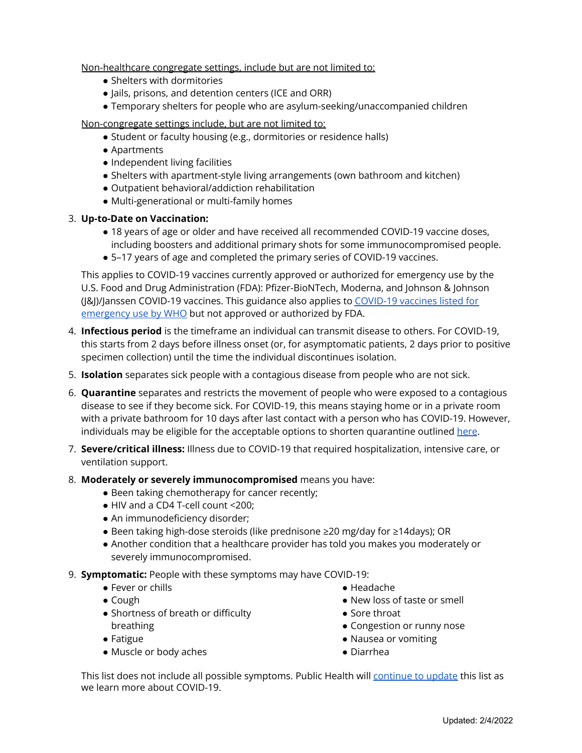Non-healthcare congregate settings, include but are not limited to:

- Shelters with dormitories
- Jails, prisons, and detention centers (ICE and ORR)
- Temporary shelters for people who are asylum-seeking/unaccompanied children

Non-congregate settings include, but are not limited to:

- Student or faculty housing (e.g., dormitories or residence halls)
- Apartments
- Independent living facilities
- Shelters with apartment-style living arrangements (own bathroom and kitchen)
- Outpatient behavioral/addiction rehabilitation
- Multi-generational or multi-family homes

3. **Up-to-Date on Vaccination:**
   - 18 years of age or older and have received all recommended COVID-19 vaccine doses, including boosters and additional primary shots for some immunocompromised people.
   - 5–17 years of age and completed the primary series of COVID-19 vaccines.

   This applies to COVID-19 vaccines currently approved or authorized for emergency use by the U.S. Food and Drug Administration (FDA): Pfizer-BioNTech, Moderna, and Johnson & Johnson (J&J)/Janssen COVID-19 vaccines. This guidance also applies to COVID-19 vaccines listed for emergency use by WHO but not approved or authorized by FDA.

4. **Infectious period** is the timeframe an individual can transmit disease to others. For COVID-19, this starts from 2 days before illness onset (or, for asymptomatic patients, 2 days prior to positive specimen collection) until the time the individual discontinues isolation.

5. **Isolation** separates sick people with a contagious disease from people who are not sick.

6. **Quarantine** separates and restricts the movement of people who were exposed to a contagious disease to see if they become sick. For COVID-19, this means staying home or in a private room with a private bathroom for 10 days after last contact with a person who has COVID-19. However, individuals may be eligible for the acceptable options to shorten quarantine outlined here.

7. **Severe/critical illness:** Illness due to COVID-19 that required hospitalization, intensive care, or ventilation support.

8. **Moderately or severely immunocompromised** means you have:
   - Been taking chemotherapy for cancer recently;
   - HIV and a CD4 T-cell count <200;
   - An immunodeficiency disorder;
   - Been taking high-dose steroids (like prednisone ≥20 mg/day for ≥14days); OR
   - Another condition that a healthcare provider has told you makes you moderately or severely immunocompromised.

9. **Symptomatic:** People with these symptoms may have COVID-19:
   - Fever or chills
   - Cough
   - Shortness of breath or difficulty breathing
   - Fatigue
   - Muscle or body aches
   - Headache
   - New loss of taste or smell
   - Sore throat
   - Congestion or runny nose
   - Nausea or vomiting
   - Diarrhea

   This list does not include all possible symptoms. Public Health will continue to update this list as we learn more about COVID-19.

Updated: 2/4/2022